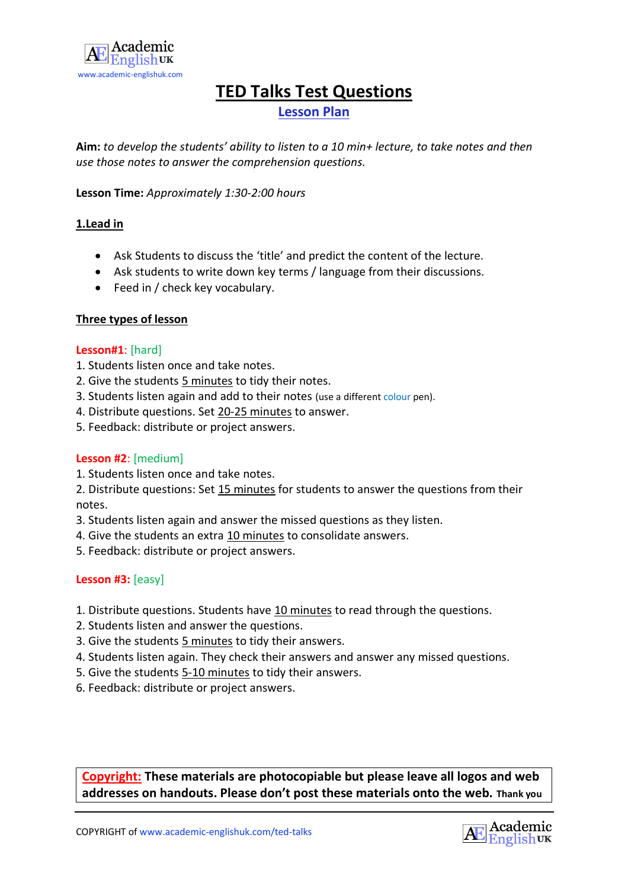Academic English UK
www.academic-englishuk.com

# TED Talks Test Questions

## Lesson Plan

**Aim:** *to develop the students' ability to listen to a 10 min+ lecture, to take notes and then use those notes to answer the comprehension questions.*

**Lesson Time:** *Approximately 1:30-2:00 hours*

### 1.Lead in

- Ask Students to discuss the 'title' and predict the content of the lecture.
- Ask students to write down key terms / language from their discussions.
- Feed in / check key vocabulary.

### Three types of lesson

**Lesson#1**: [hard]
1. Students listen once and take notes.
2. Give the students 5 minutes to tidy their notes.
3. Students listen again and add to their notes (use a different colour pen).
4. Distribute questions. Set 20-25 minutes to answer.
5. Feedback: distribute or project answers.

**Lesson #2**: [medium]
1. Students listen once and take notes.
2. Distribute questions: Set 15 minutes for students to answer the questions from their notes.
3. Students listen again and answer the missed questions as they listen.
4. Give the students an extra 10 minutes to consolidate answers.
5. Feedback: distribute or project answers.

**Lesson #3:** [easy]

1. Distribute questions. Students have 10 minutes to read through the questions.
2. Students listen and answer the questions.
3. Give the students 5 minutes to tidy their answers.
4. Students listen again. They check their answers and answer any missed questions.
5. Give the students 5-10 minutes to tidy their answers.
6. Feedback: distribute or project answers.

**Copyright: These materials are photocopiable but please leave all logos and web addresses on handouts. Please don't post these materials onto the web. Thank you**

COPYRIGHT of www.academic-englishuk.com/ted-talks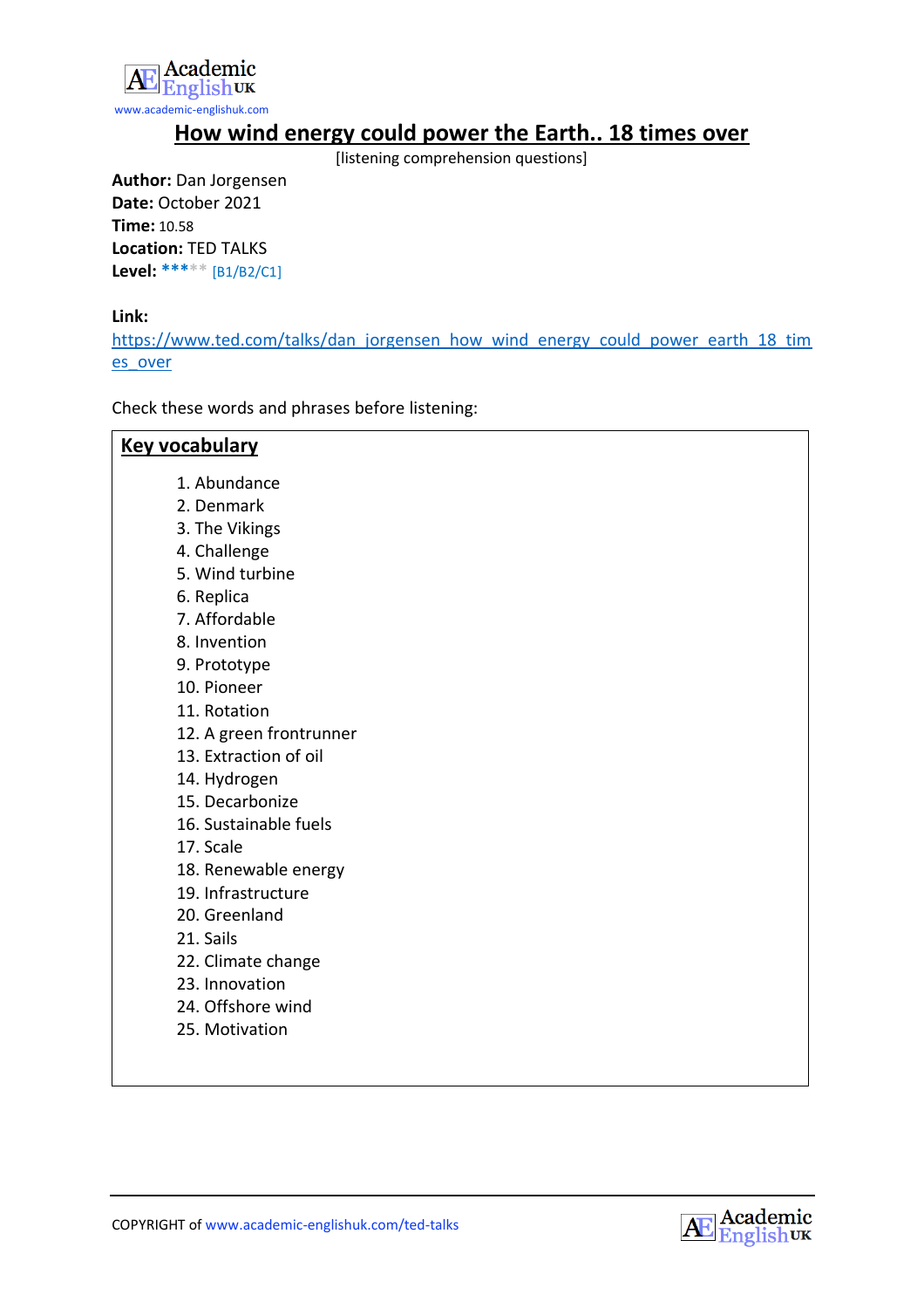# How wind energy could power the Earth.. 18 times over

[listening comprehension questions]

**Author:** Dan Jorgensen
**Date:** October 2021
**Time:** 10.58
**Location:** TED TALKS
**Level:** ***** [B1/B2/C1]

**Link:**
https://www.ted.com/talks/dan_jorgensen_how_wind_energy_could_power_earth_18_times_over

Check these words and phrases before listening:

## Key vocabulary

1. Abundance
2. Denmark
3. The Vikings
4. Challenge
5. Wind turbine
6. Replica
7. Affordable
8. Invention
9. Prototype
10. Pioneer
11. Rotation
12. A green frontrunner
13. Extraction of oil
14. Hydrogen
15. Decarbonize
16. Sustainable fuels
17. Scale
18. Renewable energy
19. Infrastructure
20. Greenland
21. Sails
22. Climate change
23. Innovation
24. Offshore wind
25. Motivation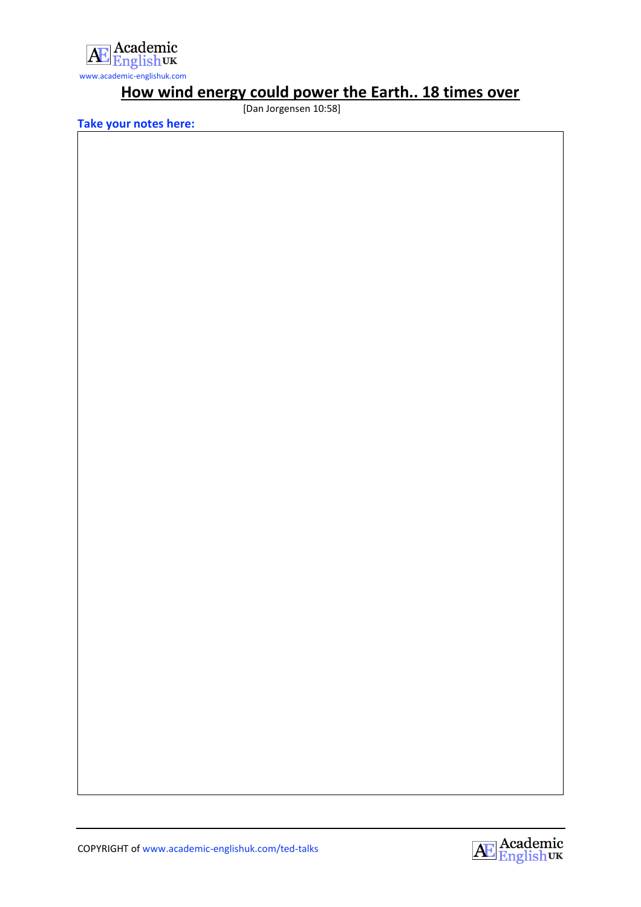Academic English UK

www.academic-englishuk.com

# How wind energy could power the Earth.. 18 times over

[Dan Jorgensen 10:58]

**Take your notes here:**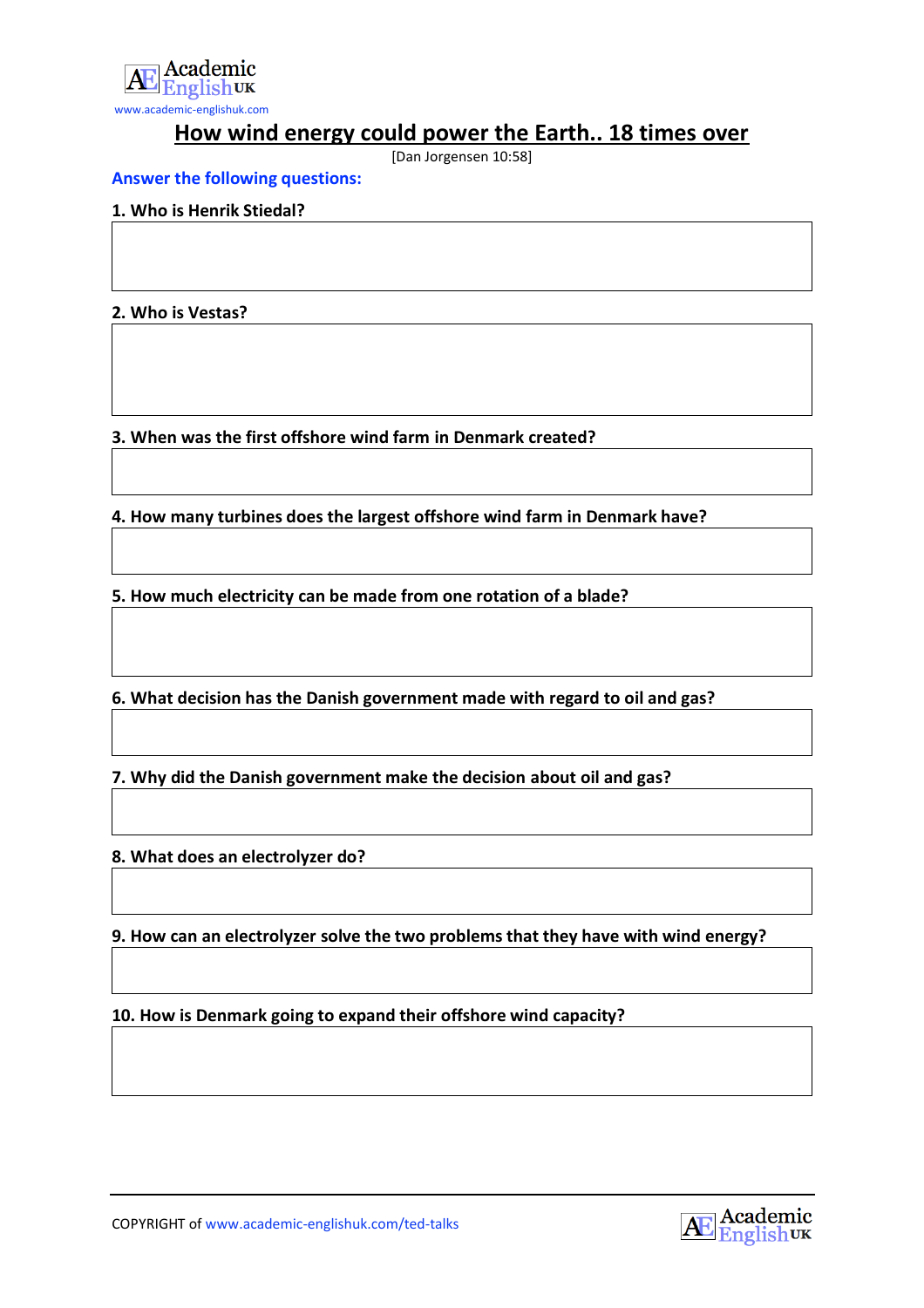Academic English UK
www.academic-englishuk.com

# How wind energy could power the Earth.. 18 times over

[Dan Jorgensen 10:58]

**Answer the following questions:**

**1. Who is Henrik Stiedal?**

**2. Who is Vestas?**

**3. When was the first offshore wind farm in Denmark created?**

**4. How many turbines does the largest offshore wind farm in Denmark have?**

**5. How much electricity can be made from one rotation of a blade?**

**6. What decision has the Danish government made with regard to oil and gas?**

**7. Why did the Danish government make the decision about oil and gas?**

**8. What does an electrolyzer do?**

**9. How can an electrolyzer solve the two problems that they have with wind energy?**

**10. How is Denmark going to expand their offshore wind capacity?**

COPYRIGHT of www.academic-englishuk.com/ted-talks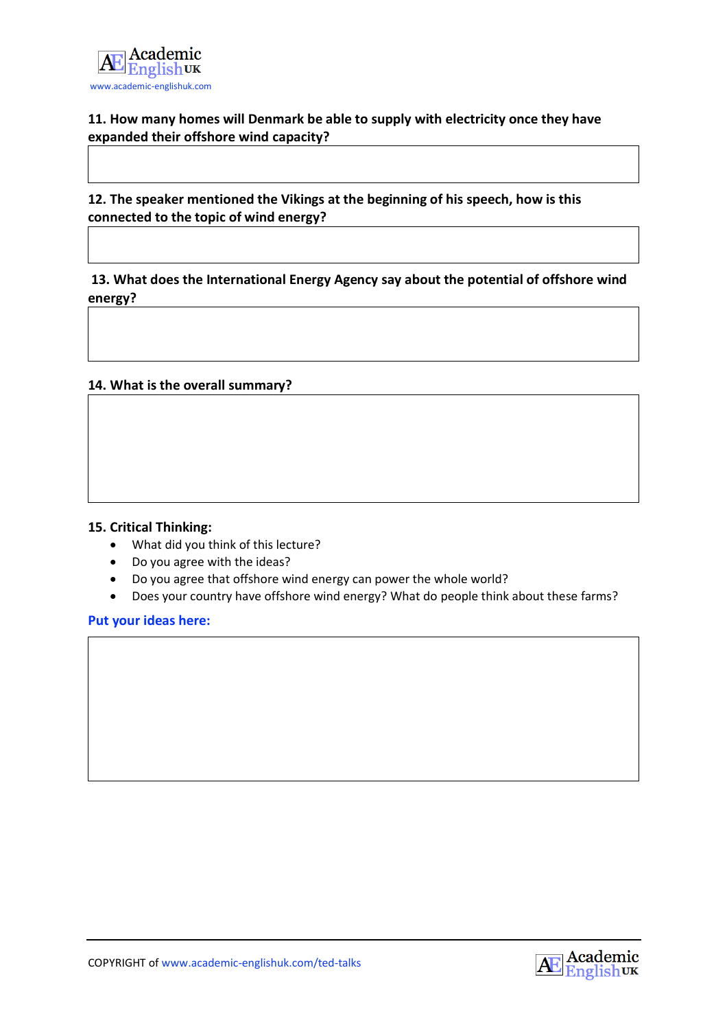**11. How many homes will Denmark be able to supply with electricity once they have expanded their offshore wind capacity?**

**12. The speaker mentioned the Vikings at the beginning of his speech, how is this connected to the topic of wind energy?**

**13. What does the International Energy Agency say about the potential of offshore wind energy?**

**14. What is the overall summary?**

**15. Critical Thinking:**

- What did you think of this lecture?
- Do you agree with the ideas?
- Do you agree that offshore wind energy can power the whole world?
- Does your country have offshore wind energy? What do people think about these farms?

**Put your ideas here:**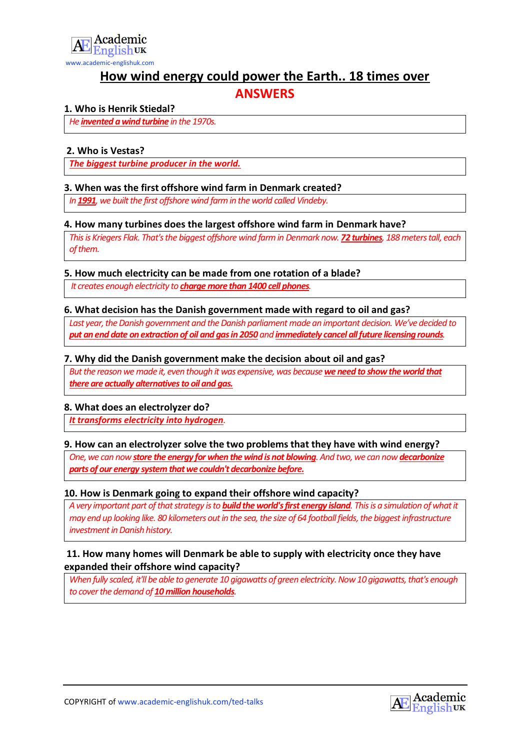# How wind energy could power the Earth.. 18 times over

## ANSWERS

**1. Who is Henrik Stiedal?**

*He* ***invented a wind turbine*** *in the 1970s.*

**2. Who is Vestas?**

***The biggest turbine producer in the world.***

**3. When was the first offshore wind farm in Denmark created?**

*In* ***1991****, we built the first offshore wind farm in the world called Vindeby.*

**4. How many turbines does the largest offshore wind farm in Denmark have?**

*This is Kriegers Flak. That's the biggest offshore wind farm in Denmark now.* ***72 turbines****, 188 meters tall, each of them.*

**5. How much electricity can be made from one rotation of a blade?**

*It creates enough electricity to* ***charge more than 1400 cell phones****.*

**6. What decision has the Danish government made with regard to oil and gas?**

*Last year, the Danish government and the Danish parliament made an important decision. We've decided to* ***put an end date on extraction of oil and gas in 2050*** *and* ***immediately cancel all future licensing rounds****.*

**7. Why did the Danish government make the decision about oil and gas?**

*But the reason we made it, even though it was expensive, was because* ***we need to show the world that there are actually alternatives to oil and gas.***

**8. What does an electrolyzer do?**

***It transforms electricity into hydrogen****.*

**9. How can an electrolyzer solve the two problems that they have with wind energy?**

*One, we can now* ***store the energy for when the wind is not blowing****. And two, we can now* ***decarbonize parts of our energy system that we couldn't decarbonize before.***

**10. How is Denmark going to expand their offshore wind capacity?**

*A very important part of that strategy is to* ***build the world's first energy island****. This is a simulation of what it may end up looking like. 80 kilometers out in the sea, the size of 64 football fields, the biggest infrastructure investment in Danish history.*

**11. How many homes will Denmark be able to supply with electricity once they have expanded their offshore wind capacity?**

*When fully scaled, it'll be able to generate 10 gigawatts of green electricity. Now 10 gigawatts, that's enough to cover the demand of* ***10 million households****.*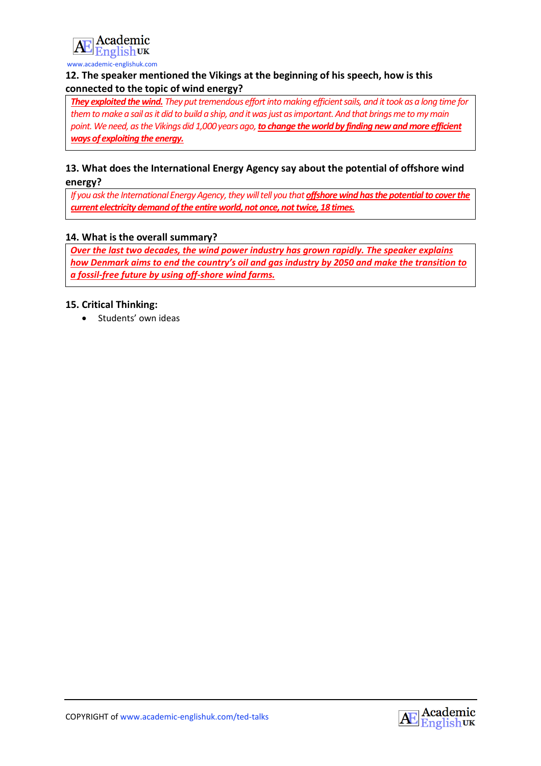**12. The speaker mentioned the Vikings at the beginning of his speech, how is this connected to the topic of wind energy?**

*They exploited the wind. They put tremendous effort into making efficient sails, and it took as a long time for them to make a sail as it did to build a ship, and it was just as important. And that brings me to my main point. We need, as the Vikings did 1,000 years ago, to change the world by finding new and more efficient ways of exploiting the energy.*

**13. What does the International Energy Agency say about the potential of offshore wind energy?**

*If you ask the International Energy Agency, they will tell you that offshore wind has the potential to cover the current electricity demand of the entire world, not once, not twice, 18 times.*

**14. What is the overall summary?**

*Over the last two decades, the wind power industry has grown rapidly. The speaker explains how Denmark aims to end the country's oil and gas industry by 2050 and make the transition to a fossil-free future by using off-shore wind farms.*

**15. Critical Thinking:**

- Students' own ideas